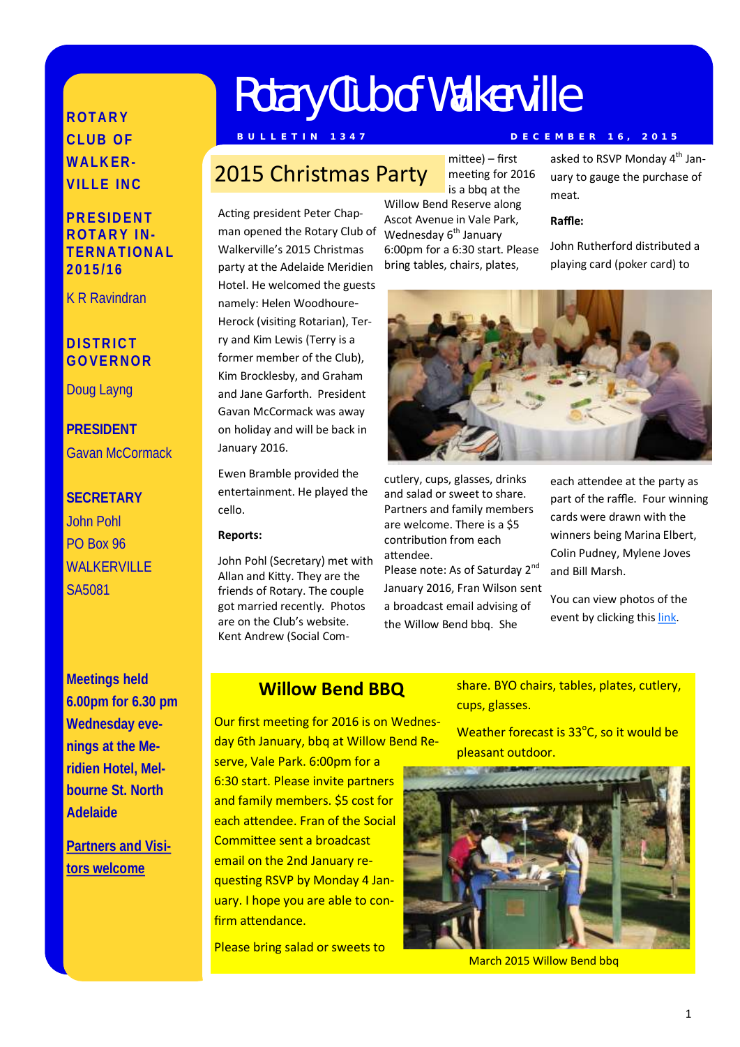# Rotary Club of Walkerville

BULLETIN 1347 — DECEMBER 16, 2015

**ROTARY CLUB OF WALKERVILLE INC**

**PRESIDENT ROTARY INTERNATIONAL 2015/16**

K R Ravindran

**DISTRICT GOVERNOR**

Doug Layng

**PRESIDENT**

Gavan McCormack

**SECRETARY**

John Pohl
PO Box 96
WALKERVILLE
SA5081

**Meetings held 6.00pm for 6.30 pm Wednesday evenings at the Meridien Hotel, Melbourne St. North Adelaide**

**Partners and Visitors welcome**

## 2015 Christmas Party

Acting president Peter Chapman opened the Rotary Club of Walkerville's 2015 Christmas party at the Adelaide Meridien Hotel. He welcomed the guests namely: Helen Woodhoure-Herock (visiting Rotarian), Terry and Kim Lewis (Terry is a former member of the Club), Kim Brocklesby, and Graham and Jane Garforth. President Gavan McCormack was away on holiday and will be back in January 2016.

Ewen Bramble provided the entertainment. He played the cello.

**Reports:**

John Pohl (Secretary) met with Allan and Kitty. They are the friends of Rotary. The couple got married recently. Photos are on the Club's website. Kent Andrew (Social Committee) – first meeting for 2016 is a bbq at the Willow Bend Reserve along Ascot Avenue in Vale Park, Wednesday 6th January 6:00pm for a 6:30 start. Please bring tables, chairs, plates, cutlery, cups, glasses, drinks and salad or sweet to share. Partners and family members are welcome. There is a $5 contribution from each attendee.

Please note: As of Saturday 2nd January 2016, Fran Wilson sent a broadcast email advising of the Willow Bend bbq. She asked to RSVP Monday 4th January to gauge the purchase of meat.

**Raffle:**

John Rutherford distributed a playing card (poker card) to each attendee at the party as part of the raffle. Four winning cards were drawn with the winners being Marina Elbert, Colin Pudney, Mylene Joves and Bill Marsh.

You can view photos of the event by clicking this link.

## Willow Bend BBQ

Our first meeting for 2016 is on Wednesday 6th January, bbq at Willow Bend Reserve, Vale Park. 6:00pm for a 6:30 start. Please invite partners and family members. $5 cost for each attendee. Fran of the Social Committee sent a broadcast email on the 2nd January requesting RSVP by Monday 4 January. I hope you are able to confirm attendance.

Please bring salad or sweets to share. BYO chairs, tables, plates, cutlery, cups, glasses.

Weather forecast is 33°C, so it would be pleasant outdoor.

March 2015 Willow Bend bbq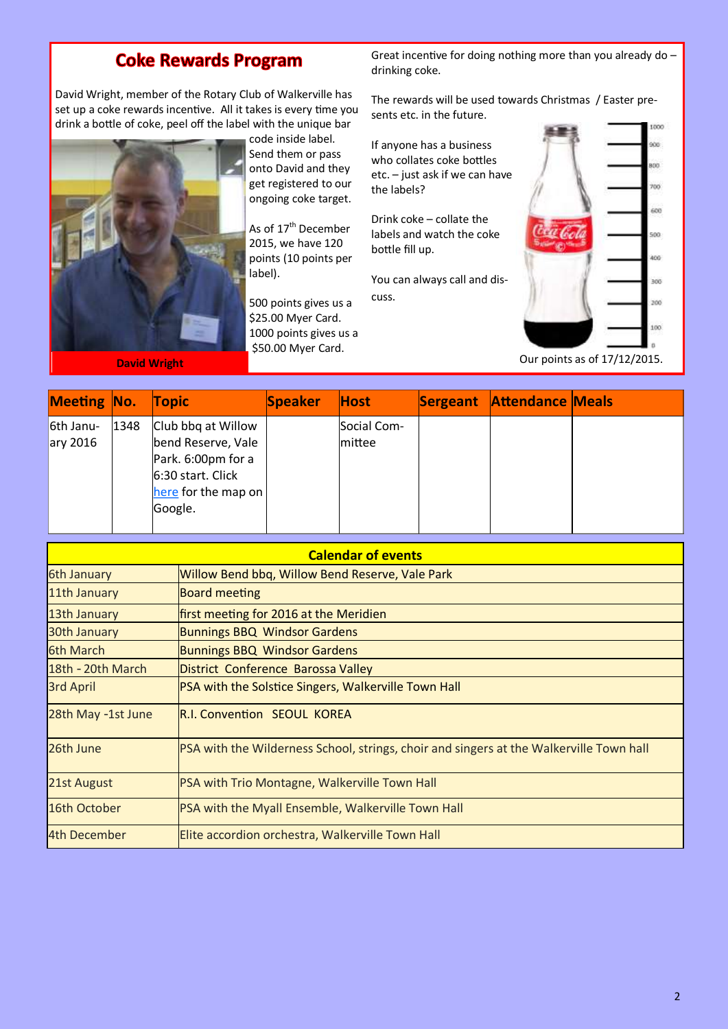## Coke Rewards Program

David Wright, member of the Rotary Club of Walkerville has set up a coke rewards incentive. All it takes is every time you drink a bottle of coke, peel off the label with the unique bar code inside label. Send them or pass onto David and they get registered to our ongoing coke target.

As of 17th December 2015, we have 120 points (10 points per label).

500 points gives us a $25.00 Myer Card.
1000 points gives us a $50.00 Myer Card.

**David Wright**

Great incentive for doing nothing more than you already do – drinking coke.

The rewards will be used towards Christmas / Easter presents etc. in the future.

If anyone has a business who collates coke bottles etc. – just ask if we can have the labels?

Drink coke – collate the labels and watch the coke bottle fill up.

You can always call and discuss.

1000
900
800
700
600
500
400
300
200
100
0

Our points as of 17/12/2015.

| Meeting | No. | Topic | Speaker | Host | Sergeant | Attendance | Meals |
|---|---|---|---|---|---|---|---|
| 6th January 2016 | 1348 | Club bbq at Willow bend Reserve, Vale Park. 6:00pm for a 6:30 start. Click here for the map on Google. | | Social Committee | | | |

| Calendar of events | |
|---|---|
| 6th January | Willow Bend bbq, Willow Bend Reserve, Vale Park |
| 11th January | Board meeting |
| 13th January | first meeting for 2016 at the Meridien |
| 30th January | Bunnings BBQ Windsor Gardens |
| 6th March | Bunnings BBQ Windsor Gardens |
| 18th - 20th March | District Conference Barossa Valley |
| 3rd April | PSA with the Solstice Singers, Walkerville Town Hall |
| 28th May -1st June | R.I. Convention SEOUL KOREA |
| 26th June | PSA with the Wilderness School, strings, choir and singers at the Walkerville Town hall |
| 21st August | PSA with Trio Montagne, Walkerville Town Hall |
| 16th October | PSA with the Myall Ensemble, Walkerville Town Hall |
| 4th December | Elite accordion orchestra, Walkerville Town Hall |